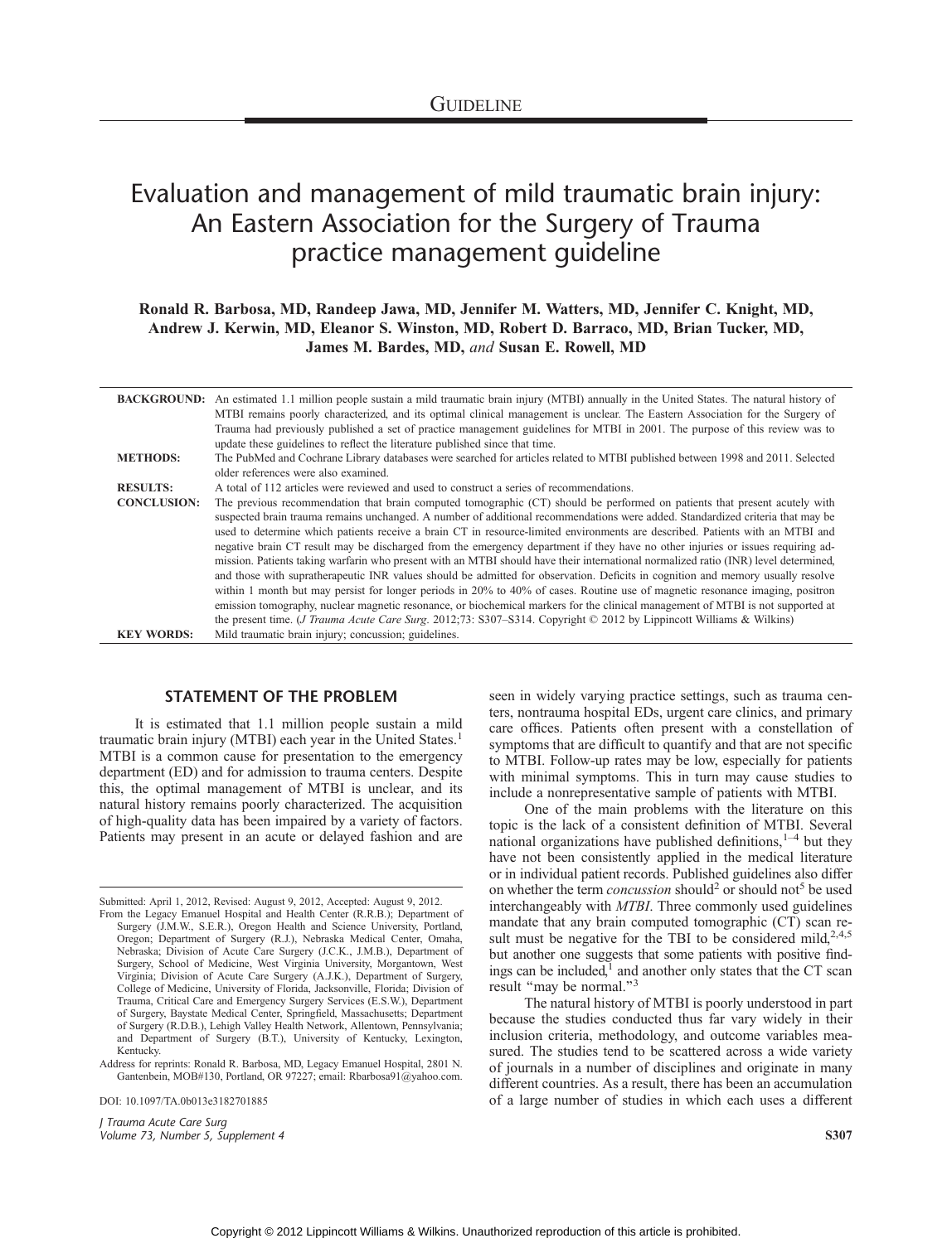GUIDELINE

# Evaluation and management of mild traumatic brain injury: An Eastern Association for the Surgery of Trauma practice management guideline

**Ronald R. Barbosa, MD, Randeep Jawa, MD, Jennifer M. Watters, MD, Jennifer C. Knight, MD, Andrew J. Kerwin, MD, Eleanor S. Winston, MD, Robert D. Barraco, MD, Brian Tucker, MD, James M. Bardes, MD,** ***and*** **Susan E. Rowell, MD**

**BACKGROUND:** An estimated 1.1 million people sustain a mild traumatic brain injury (MTBI) annually in the United States. The natural history of MTBI remains poorly characterized, and its optimal clinical management is unclear. The Eastern Association for the Surgery of Trauma had previously published a set of practice management guidelines for MTBI in 2001. The purpose of this review was to update these guidelines to reflect the literature published since that time.

**METHODS:** The PubMed and Cochrane Library databases were searched for articles related to MTBI published between 1998 and 2011. Selected older references were also examined.

**RESULTS:** A total of 112 articles were reviewed and used to construct a series of recommendations.

**CONCLUSION:** The previous recommendation that brain computed tomographic (CT) should be performed on patients that present acutely with suspected brain trauma remains unchanged. A number of additional recommendations were added. Standardized criteria that may be used to determine which patients receive a brain CT in resource-limited environments are described. Patients with an MTBI and negative brain CT result may be discharged from the emergency department if they have no other injuries or issues requiring admission. Patients taking warfarin who present with an MTBI should have their international normalized ratio (INR) level determined, and those with supratherapeutic INR values should be admitted for observation. Deficits in cognition and memory usually resolve within 1 month but may persist for longer periods in 20% to 40% of cases. Routine use of magnetic resonance imaging, positron emission tomography, nuclear magnetic resonance, or biochemical markers for the clinical management of MTBI is not supported at the present time. (*J Trauma Acute Care Surg*. 2012;73: S307–S314. Copyright © 2012 by Lippincott Williams & Wilkins)

**KEY WORDS:** Mild traumatic brain injury; concussion; guidelines.

## STATEMENT OF THE PROBLEM

It is estimated that 1.1 million people sustain a mild traumatic brain injury (MTBI) each year in the United States.[1] MTBI is a common cause for presentation to the emergency department (ED) and for admission to trauma centers. Despite this, the optimal management of MTBI is unclear, and its natural history remains poorly characterized. The acquisition of high-quality data has been impaired by a variety of factors. Patients may present in an acute or delayed fashion and are seen in widely varying practice settings, such as trauma centers, nontrauma hospital EDs, urgent care clinics, and primary care offices. Patients often present with a constellation of symptoms that are difficult to quantify and that are not specific to MTBI. Follow-up rates may be low, especially for patients with minimal symptoms. This in turn may cause studies to include a nonrepresentative sample of patients with MTBI.

One of the main problems with the literature on this topic is the lack of a consistent definition of MTBI. Several national organizations have published definitions,[1–4] but they have not been consistently applied in the medical literature or in individual patient records. Published guidelines also differ on whether the term *concussion* should[2] or should not[5] be used interchangeably with *MTBI*. Three commonly used guidelines mandate that any brain computed tomographic (CT) scan result must be negative for the TBI to be considered mild,[2,4,5] but another one suggests that some patients with positive findings can be included,[1] and another only states that the CT scan result "may be normal."[3]

The natural history of MTBI is poorly understood in part because the studies conducted thus far vary widely in their inclusion criteria, methodology, and outcome variables measured. The studies tend to be scattered across a wide variety of journals in a number of disciplines and originate in many different countries. As a result, there has been an accumulation of a large number of studies in which each uses a different

Submitted: April 1, 2012, Revised: August 9, 2012, Accepted: August 9, 2012.

From the Legacy Emanuel Hospital and Health Center (R.R.B.); Department of Surgery (J.M.W., S.E.R.), Oregon Health and Science University, Portland, Oregon; Department of Surgery (R.J.), Nebraska Medical Center, Omaha, Nebraska; Division of Acute Care Surgery (J.C.K., J.M.B.), Department of Surgery, School of Medicine, West Virginia University, Morgantown, West Virginia; Division of Acute Care Surgery (A.J.K.), Department of Surgery, College of Medicine, University of Florida, Jacksonville, Florida; Division of Trauma, Critical Care and Emergency Surgery Services (E.S.W.), Department of Surgery, Baystate Medical Center, Springfield, Massachusetts; Department of Surgery (R.D.B.), Lehigh Valley Health Network, Allentown, Pennsylvania; and Department of Surgery (B.T.), University of Kentucky, Lexington, Kentucky.

Address for reprints: Ronald R. Barbosa, MD, Legacy Emanuel Hospital, 2801 N. Gantenbein, MOB#130, Portland, OR 97227; email: Rbarbosa91@yahoo.com.

DOI: 10.1097/TA.0b013e3182701885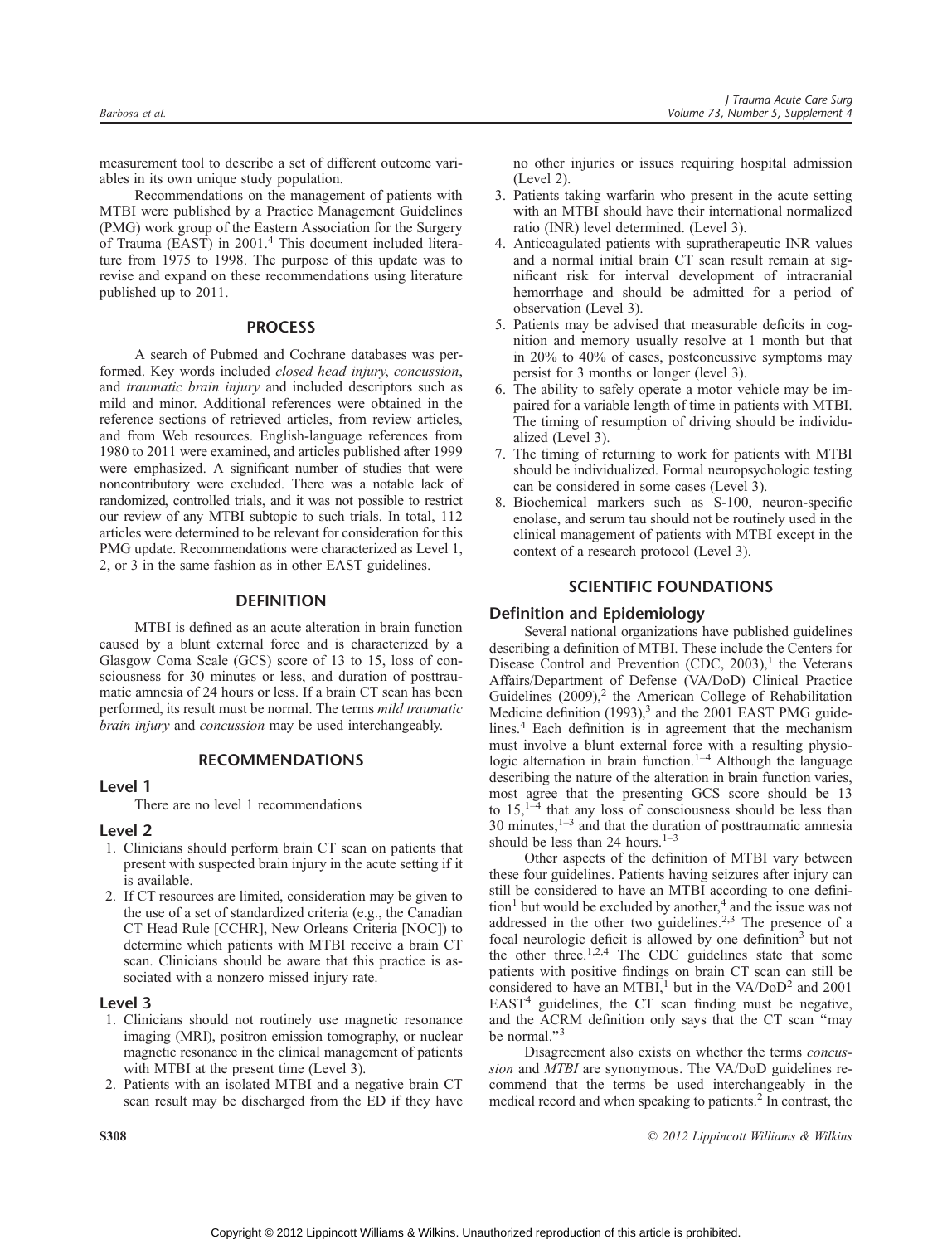measurement tool to describe a set of different outcome variables in its own unique study population.

Recommendations on the management of patients with MTBI were published by a Practice Management Guidelines (PMG) work group of the Eastern Association for the Surgery of Trauma (EAST) in 2001.[4] This document included literature from 1975 to 1998. The purpose of this update was to revise and expand on these recommendations using literature published up to 2011.

## PROCESS

A search of Pubmed and Cochrane databases was performed. Key words included *closed head injury*, *concussion*, and *traumatic brain injury* and included descriptors such as mild and minor. Additional references were obtained in the reference sections of retrieved articles, from review articles, and from Web resources. English-language references from 1980 to 2011 were examined, and articles published after 1999 were emphasized. A significant number of studies that were noncontributory were excluded. There was a notable lack of randomized, controlled trials, and it was not possible to restrict our review of any MTBI subtopic to such trials. In total, 112 articles were determined to be relevant for consideration for this PMG update. Recommendations were characterized as Level 1, 2, or 3 in the same fashion as in other EAST guidelines.

## DEFINITION

MTBI is defined as an acute alteration in brain function caused by a blunt external force and is characterized by a Glasgow Coma Scale (GCS) score of 13 to 15, loss of consciousness for 30 minutes or less, and duration of posttraumatic amnesia of 24 hours or less. If a brain CT scan has been performed, its result must be normal. The terms *mild traumatic brain injury* and *concussion* may be used interchangeably.

## RECOMMENDATIONS

### Level 1

There are no level 1 recommendations

### Level 2

1. Clinicians should perform brain CT scan on patients that present with suspected brain injury in the acute setting if it is available.
2. If CT resources are limited, consideration may be given to the use of a set of standardized criteria (e.g., the Canadian CT Head Rule [CCHR], New Orleans Criteria [NOC]) to determine which patients with MTBI receive a brain CT scan. Clinicians should be aware that this practice is associated with a nonzero missed injury rate.

### Level 3

1. Clinicians should not routinely use magnetic resonance imaging (MRI), positron emission tomography, or nuclear magnetic resonance in the clinical management of patients with MTBI at the present time (Level 3).
2. Patients with an isolated MTBI and a negative brain CT scan result may be discharged from the ED if they have no other injuries or issues requiring hospital admission (Level 2).
3. Patients taking warfarin who present in the acute setting with an MTBI should have their international normalized ratio (INR) level determined. (Level 3).
4. Anticoagulated patients with supratherapeutic INR values and a normal initial brain CT scan result remain at significant risk for interval development of intracranial hemorrhage and should be admitted for a period of observation (Level 3).
5. Patients may be advised that measurable deficits in cognition and memory usually resolve at 1 month but that in 20% to 40% of cases, postconcussive symptoms may persist for 3 months or longer (level 3).
6. The ability to safely operate a motor vehicle may be impaired for a variable length of time in patients with MTBI. The timing of resumption of driving should be individualized (Level 3).
7. The timing of returning to work for patients with MTBI should be individualized. Formal neuropsychologic testing can be considered in some cases (Level 3).
8. Biochemical markers such as S-100, neuron-specific enolase, and serum tau should not be routinely used in the clinical management of patients with MTBI except in the context of a research protocol (Level 3).

## SCIENTIFIC FOUNDATIONS

### Definition and Epidemiology

Several national organizations have published guidelines describing a definition of MTBI. These include the Centers for Disease Control and Prevention (CDC, 2003),[1] the Veterans Affairs/Department of Defense (VA/DoD) Clinical Practice Guidelines (2009),[2] the American College of Rehabilitation Medicine definition (1993),[3] and the 2001 EAST PMG guidelines.[4] Each definition is in agreement that the mechanism must involve a blunt external force with a resulting physiologic alternation in brain function.[1–4] Although the language describing the nature of the alteration in brain function varies, most agree that the presenting GCS score should be 13 to 15,[1–4] that any loss of consciousness should be less than 30 minutes,[1–3] and that the duration of posttraumatic amnesia should be less than 24 hours.[1–3]

Other aspects of the definition of MTBI vary between these four guidelines. Patients having seizures after injury can still be considered to have an MTBI according to one definition[1] but would be excluded by another,[4] and the issue was not addressed in the other two guidelines.[2,3] The presence of a focal neurologic deficit is allowed by one definition[3] but not the other three.[1,2,4] The CDC guidelines state that some patients with positive findings on brain CT scan can still be considered to have an MTBI,[1] but in the VA/DoD[2] and 2001 EAST[4] guidelines, the CT scan finding must be negative, and the ACRM definition only says that the CT scan "may be normal."[3]

Disagreement also exists on whether the terms *concussion* and *MTBI* are synonymous. The VA/DoD guidelines recommend that the terms be used interchangeably in the medical record and when speaking to patients.[2] In contrast, the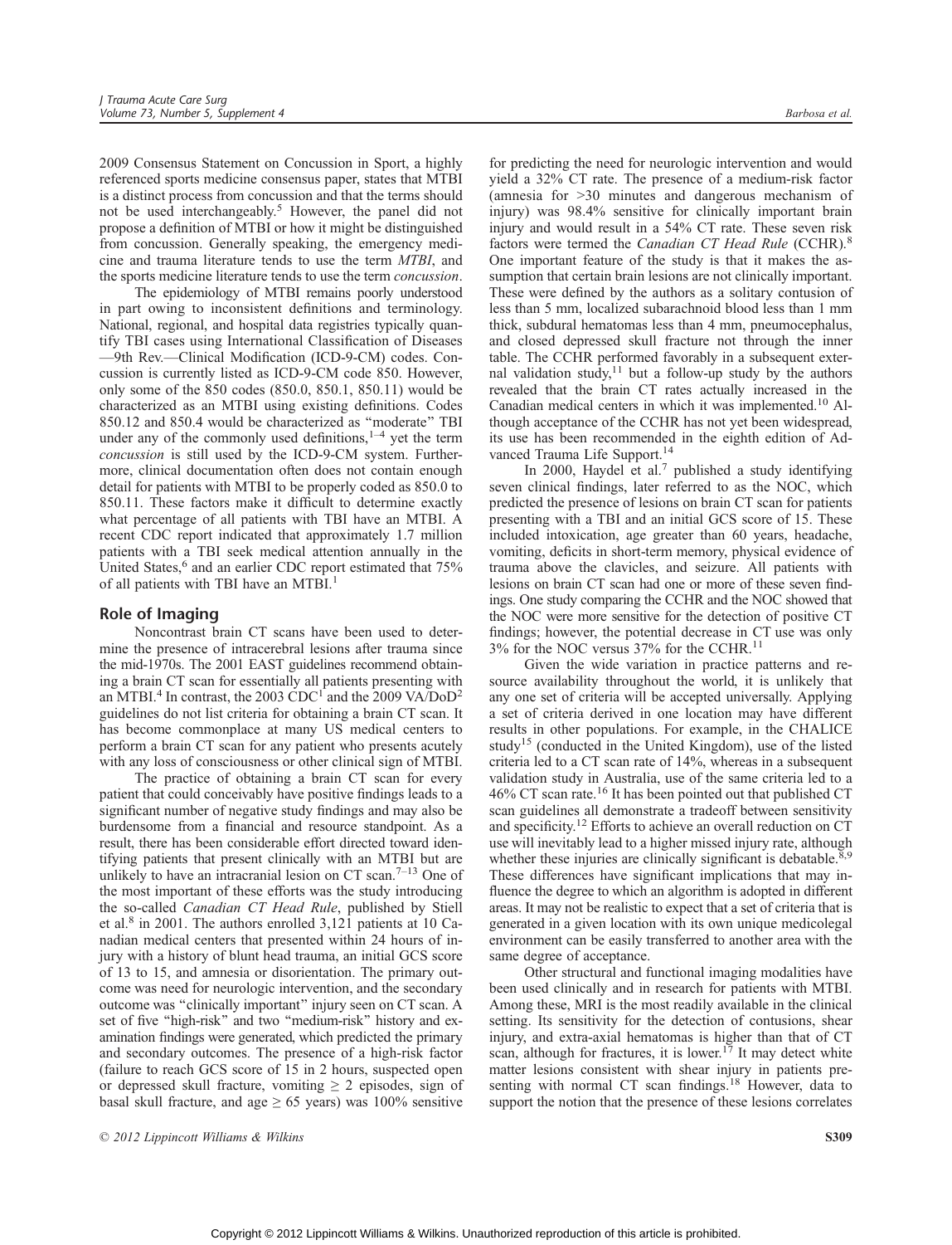2009 Consensus Statement on Concussion in Sport, a highly referenced sports medicine consensus paper, states that MTBI is a distinct process from concussion and that the terms should not be used interchangeably.[5] However, the panel did not propose a definition of MTBI or how it might be distinguished from concussion. Generally speaking, the emergency medicine and trauma literature tends to use the term *MTBI*, and the sports medicine literature tends to use the term *concussion*.

The epidemiology of MTBI remains poorly understood in part owing to inconsistent definitions and terminology. National, regional, and hospital data registries typically quantify TBI cases using International Classification of Diseases—9th Rev.—Clinical Modification (ICD-9-CM) codes. Concussion is currently listed as ICD-9-CM code 850. However, only some of the 850 codes (850.0, 850.1, 850.11) would be characterized as an MTBI using existing definitions. Codes 850.12 and 850.4 would be characterized as "moderate" TBI under any of the commonly used definitions,[1–4] yet the term *concussion* is still used by the ICD-9-CM system. Furthermore, clinical documentation often does not contain enough detail for patients with MTBI to be properly coded as 850.0 to 850.11. These factors make it difficult to determine exactly what percentage of all patients with TBI have an MTBI. A recent CDC report indicated that approximately 1.7 million patients with a TBI seek medical attention annually in the United States,[6] and an earlier CDC report estimated that 75% of all patients with TBI have an MTBI.[1]

## Role of Imaging

Noncontrast brain CT scans have been used to determine the presence of intracerebral lesions after trauma since the mid-1970s. The 2001 EAST guidelines recommend obtaining a brain CT scan for essentially all patients presenting with an MTBI.[4] In contrast, the 2003 CDC[1] and the 2009 VA/DoD[2] guidelines do not list criteria for obtaining a brain CT scan. It has become commonplace at many US medical centers to perform a brain CT scan for any patient who presents acutely with any loss of consciousness or other clinical sign of MTBI.

The practice of obtaining a brain CT scan for every patient that could conceivably have positive findings leads to a significant number of negative study findings and may also be burdensome from a financial and resource standpoint. As a result, there has been considerable effort directed toward identifying patients that present clinically with an MTBI but are unlikely to have an intracranial lesion on CT scan.[7–13] One of the most important of these efforts was the study introducing the so-called *Canadian CT Head Rule*, published by Stiell et al.[8] in 2001. The authors enrolled 3,121 patients at 10 Canadian medical centers that presented within 24 hours of injury with a history of blunt head trauma, an initial GCS score of 13 to 15, and amnesia or disorientation. The primary outcome was need for neurologic intervention, and the secondary outcome was "clinically important" injury seen on CT scan. A set of five "high-risk" and two "medium-risk" history and examination findings were generated, which predicted the primary and secondary outcomes. The presence of a high-risk factor (failure to reach GCS score of 15 in 2 hours, suspected open or depressed skull fracture, vomiting ≥ 2 episodes, sign of basal skull fracture, and age ≥ 65 years) was 100% sensitive for predicting the need for neurologic intervention and would yield a 32% CT rate. The presence of a medium-risk factor (amnesia for >30 minutes and dangerous mechanism of injury) was 98.4% sensitive for clinically important brain injury and would result in a 54% CT rate. These seven risk factors were termed the *Canadian CT Head Rule* (CCHR).[8] One important feature of the study is that it makes the assumption that certain brain lesions are not clinically important. These were defined by the authors as a solitary contusion of less than 5 mm, localized subarachnoid blood less than 1 mm thick, subdural hematomas less than 4 mm, pneumocephalus, and closed depressed skull fracture not through the inner table. The CCHR performed favorably in a subsequent external validation study,[11] but a follow-up study by the authors revealed that the brain CT rates actually increased in the Canadian medical centers in which it was implemented.[10] Although acceptance of the CCHR has not yet been widespread, its use has been recommended in the eighth edition of Advanced Trauma Life Support.[14]

In 2000, Haydel et al.[7] published a study identifying seven clinical findings, later referred to as the NOC, which predicted the presence of lesions on brain CT scan for patients presenting with a TBI and an initial GCS score of 15. These included intoxication, age greater than 60 years, headache, vomiting, deficits in short-term memory, physical evidence of trauma above the clavicles, and seizure. All patients with lesions on brain CT scan had one or more of these seven findings. One study comparing the CCHR and the NOC showed that the NOC were more sensitive for the detection of positive CT findings; however, the potential decrease in CT use was only 3% for the NOC versus 37% for the CCHR.[11]

Given the wide variation in practice patterns and resource availability throughout the world, it is unlikely that any one set of criteria will be accepted universally. Applying a set of criteria derived in one location may have different results in other populations. For example, in the CHALICE study[15] (conducted in the United Kingdom), use of the listed criteria led to a CT scan rate of 14%, whereas in a subsequent validation study in Australia, use of the same criteria led to a 46% CT scan rate.[16] It has been pointed out that published CT scan guidelines all demonstrate a tradeoff between sensitivity and specificity.[12] Efforts to achieve an overall reduction on CT use will inevitably lead to a higher missed injury rate, although whether these injuries are clinically significant is debatable.[8,9] These differences have significant implications that may influence the degree to which an algorithm is adopted in different areas. It may not be realistic to expect that a set of criteria that is generated in a given location with its own unique medicolegal environment can be easily transferred to another area with the same degree of acceptance.

Other structural and functional imaging modalities have been used clinically and in research for patients with MTBI. Among these, MRI is the most readily available in the clinical setting. Its sensitivity for the detection of contusions, shear injury, and extra-axial hematomas is higher than that of CT scan, although for fractures, it is lower.[17] It may detect white matter lesions consistent with shear injury in patients presenting with normal CT scan findings.[18] However, data to support the notion that the presence of these lesions correlates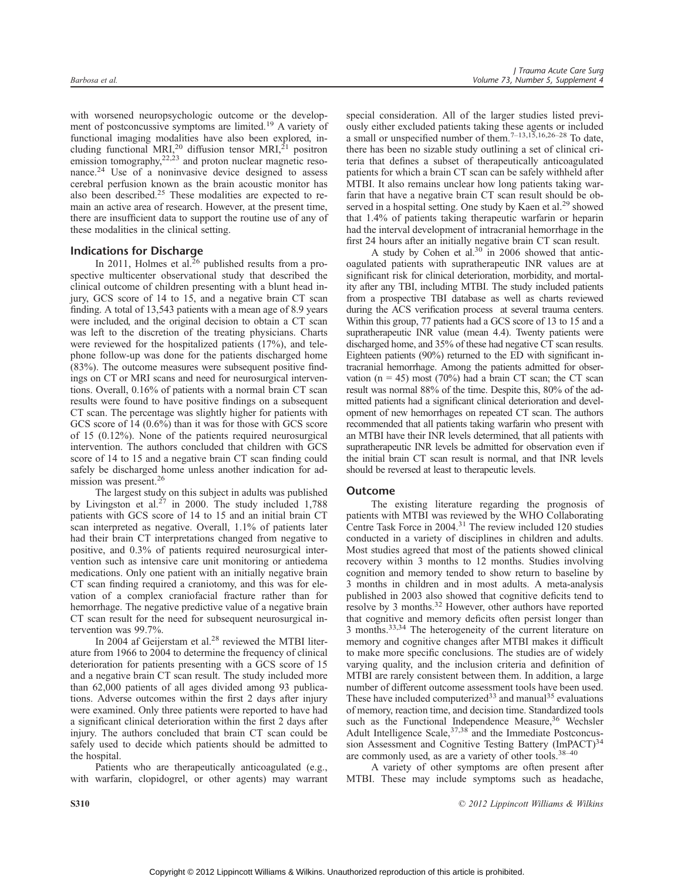with worsened neuropsychologic outcome or the development of postconcussive symptoms are limited.[19] A variety of functional imaging modalities have also been explored, including functional MRI,[20] diffusion tensor MRI,[21] positron emission tomography,[22,23] and proton nuclear magnetic resonance.[24] Use of a noninvasive device designed to assess cerebral perfusion known as the brain acoustic monitor has also been described.[25] These modalities are expected to remain an active area of research. However, at the present time, there are insufficient data to support the routine use of any of these modalities in the clinical setting.

## Indications for Discharge

In 2011, Holmes et al.[26] published results from a prospective multicenter observational study that described the clinical outcome of children presenting with a blunt head injury, GCS score of 14 to 15, and a negative brain CT scan finding. A total of 13,543 patients with a mean age of 8.9 years were included, and the original decision to obtain a CT scan was left to the discretion of the treating physicians. Charts were reviewed for the hospitalized patients (17%), and telephone follow-up was done for the patients discharged home (83%). The outcome measures were subsequent positive findings on CT or MRI scans and need for neurosurgical interventions. Overall, 0.16% of patients with a normal brain CT scan results were found to have positive findings on a subsequent CT scan. The percentage was slightly higher for patients with GCS score of 14 (0.6%) than it was for those with GCS score of 15 (0.12%). None of the patients required neurosurgical intervention. The authors concluded that children with GCS score of 14 to 15 and a negative brain CT scan finding could safely be discharged home unless another indication for admission was present.[26]

The largest study on this subject in adults was published by Livingston et al.[27] in 2000. The study included 1,788 patients with GCS score of 14 to 15 and an initial brain CT scan interpreted as negative. Overall, 1.1% of patients later had their brain CT interpretations changed from negative to positive, and 0.3% of patients required neurosurgical intervention such as intensive care unit monitoring or antiedema medications. Only one patient with an initially negative brain CT scan finding required a craniotomy, and this was for elevation of a complex craniofacial fracture rather than for hemorrhage. The negative predictive value of a negative brain CT scan result for the need for subsequent neurosurgical intervention was 99.7%.

In 2004 af Geijerstam et al.[28] reviewed the MTBI literature from 1966 to 2004 to determine the frequency of clinical deterioration for patients presenting with a GCS score of 15 and a negative brain CT scan result. The study included more than 62,000 patients of all ages divided among 93 publications. Adverse outcomes within the first 2 days after injury were examined. Only three patients were reported to have had a significant clinical deterioration within the first 2 days after injury. The authors concluded that brain CT scan could be safely used to decide which patients should be admitted to the hospital.

Patients who are therapeutically anticoagulated (e.g., with warfarin, clopidogrel, or other agents) may warrant special consideration. All of the larger studies listed previously either excluded patients taking these agents or included a small or unspecified number of them.[7–13,15,16,26–28] To date, there has been no sizable study outlining a set of clinical criteria that defines a subset of therapeutically anticoagulated patients for which a brain CT scan can be safely withheld after MTBI. It also remains unclear how long patients taking warfarin that have a negative brain CT scan result should be observed in a hospital setting. One study by Kaen et al.[29] showed that 1.4% of patients taking therapeutic warfarin or heparin had the interval development of intracranial hemorrhage in the first 24 hours after an initially negative brain CT scan result.

A study by Cohen et al.[30] in 2006 showed that anticoagulated patients with supratherapeutic INR values are at significant risk for clinical deterioration, morbidity, and mortality after any TBI, including MTBI. The study included patients from a prospective TBI database as well as charts reviewed during the ACS verification process at several trauma centers. Within this group, 77 patients had a GCS score of 13 to 15 and a supratherapeutic INR value (mean 4.4). Twenty patients were discharged home, and 35% of these had negative CT scan results. Eighteen patients (90%) returned to the ED with significant intracranial hemorrhage. Among the patients admitted for observation (n = 45) most (70%) had a brain CT scan; the CT scan result was normal 88% of the time. Despite this, 80% of the admitted patients had a significant clinical deterioration and development of new hemorrhages on repeated CT scan. The authors recommended that all patients taking warfarin who present with an MTBI have their INR levels determined, that all patients with supratherapeutic INR levels be admitted for observation even if the initial brain CT scan result is normal, and that INR levels should be reversed at least to therapeutic levels.

## Outcome

The existing literature regarding the prognosis of patients with MTBI was reviewed by the WHO Collaborating Centre Task Force in 2004.[31] The review included 120 studies conducted in a variety of disciplines in children and adults. Most studies agreed that most of the patients showed clinical recovery within 3 months to 12 months. Studies involving cognition and memory tended to show return to baseline by 3 months in children and in most adults. A meta-analysis published in 2003 also showed that cognitive deficits tend to resolve by 3 months.[32] However, other authors have reported that cognitive and memory deficits often persist longer than 3 months.[33,34] The heterogeneity of the current literature on memory and cognitive changes after MTBI makes it difficult to make more specific conclusions. The studies are of widely varying quality, and the inclusion criteria and definition of MTBI are rarely consistent between them. In addition, a large number of different outcome assessment tools have been used. These have included computerized[33] and manual[35] evaluations of memory, reaction time, and decision time. Standardized tools such as the Functional Independence Measure,[36] Wechsler Adult Intelligence Scale,[37,38] and the Immediate Postconcussion Assessment and Cognitive Testing Battery (ImPACT)[34] are commonly used, as are a variety of other tools.[38–40]

A variety of other symptoms are often present after MTBI. These may include symptoms such as headache,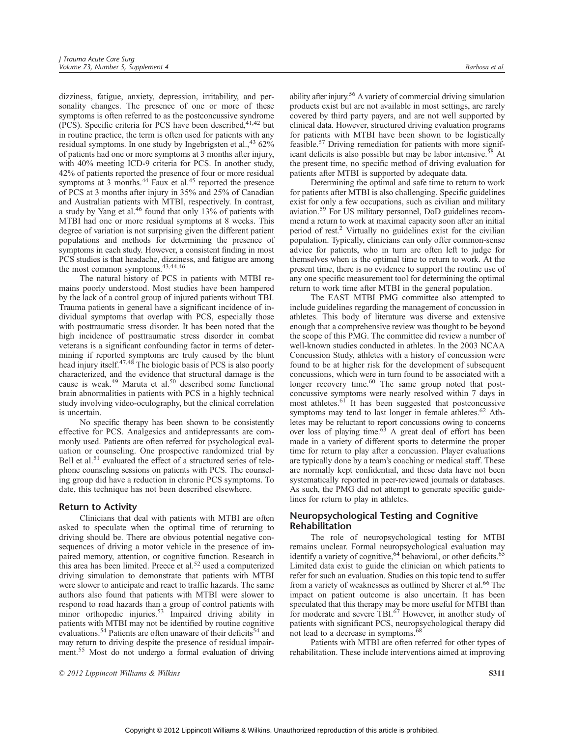dizziness, fatigue, anxiety, depression, irritability, and personality changes. The presence of one or more of these symptoms is often referred to as the postconcussive syndrome (PCS). Specific criteria for PCS have been described,[41,42] but in routine practice, the term is often used for patients with any residual symptoms. In one study by Ingebrigsten et al.,[43] 62% of patients had one or more symptoms at 3 months after injury, with 40% meeting ICD-9 criteria for PCS. In another study, 42% of patients reported the presence of four or more residual symptoms at 3 months.[44] Faux et al.[45] reported the presence of PCS at 3 months after injury in 35% and 25% of Canadian and Australian patients with MTBI, respectively. In contrast, a study by Yang et al.[46] found that only 13% of patients with MTBI had one or more residual symptoms at 8 weeks. This degree of variation is not surprising given the different patient populations and methods for determining the presence of symptoms in each study. However, a consistent finding in most PCS studies is that headache, dizziness, and fatigue are among the most common symptoms.[43,44,46]

The natural history of PCS in patients with MTBI remains poorly understood. Most studies have been hampered by the lack of a control group of injured patients without TBI. Trauma patients in general have a significant incidence of individual symptoms that overlap with PCS, especially those with posttraumatic stress disorder. It has been noted that the high incidence of posttraumatic stress disorder in combat veterans is a significant confounding factor in terms of determining if reported symptoms are truly caused by the blunt head injury itself.[47,48] The biologic basis of PCS is also poorly characterized, and the evidence that structural damage is the cause is weak.[49] Maruta et al.[50] described some functional brain abnormalities in patients with PCS in a highly technical study involving video-oculography, but the clinical correlation is uncertain.

No specific therapy has been shown to be consistently effective for PCS. Analgesics and antidepressants are commonly used. Patients are often referred for psychological evaluation or counseling. One prospective randomized trial by Bell et al.[51] evaluated the effect of a structured series of telephone counseling sessions on patients with PCS. The counseling group did have a reduction in chronic PCS symptoms. To date, this technique has not been described elsewhere.

## Return to Activity

Clinicians that deal with patients with MTBI are often asked to speculate when the optimal time of returning to driving should be. There are obvious potential negative consequences of driving a motor vehicle in the presence of impaired memory, attention, or cognitive function. Research in this area has been limited. Preece et al.[52] used a computerized driving simulation to demonstrate that patients with MTBI were slower to anticipate and react to traffic hazards. The same authors also found that patients with MTBI were slower to respond to road hazards than a group of control patients with minor orthopedic injuries.[53] Impaired driving ability in patients with MTBI may not be identified by routine cognitive evaluations.[54] Patients are often unaware of their deficits[54] and may return to driving despite the presence of residual impairment.[55] Most do not undergo a formal evaluation of driving ability after injury.[56] A variety of commercial driving simulation products exist but are not available in most settings, are rarely covered by third party payers, and are not well supported by clinical data. However, structured driving evaluation programs for patients with MTBI have been shown to be logistically feasible.[57] Driving remediation for patients with more significant deficits is also possible but may be labor intensive.[58] At the present time, no specific method of driving evaluation for patients after MTBI is supported by adequate data.

Determining the optimal and safe time to return to work for patients after MTBI is also challenging. Specific guidelines exist for only a few occupations, such as civilian and military aviation.[59] For US military personnel, DoD guidelines recommend a return to work at maximal capacity soon after an initial period of rest.[2] Virtually no guidelines exist for the civilian population. Typically, clinicians can only offer common-sense advice for patients, who in turn are often left to judge for themselves when is the optimal time to return to work. At the present time, there is no evidence to support the routine use of any one specific measurement tool for determining the optimal return to work time after MTBI in the general population.

The EAST MTBI PMG committee also attempted to include guidelines regarding the management of concussion in athletes. This body of literature was diverse and extensive enough that a comprehensive review was thought to be beyond the scope of this PMG. The committee did review a number of well-known studies conducted in athletes. In the 2003 NCAA Concussion Study, athletes with a history of concussion were found to be at higher risk for the development of subsequent concussions, which were in turn found to be associated with a longer recovery time.[60] The same group noted that postconcussive symptoms were nearly resolved within 7 days in most athletes.[61] It has been suggested that postconcussive symptoms may tend to last longer in female athletes.[62] Athletes may be reluctant to report concussions owing to concerns over loss of playing time.[63] A great deal of effort has been made in a variety of different sports to determine the proper time for return to play after a concussion. Player evaluations are typically done by a team's coaching or medical staff. These are normally kept confidential, and these data have not been systematically reported in peer-reviewed journals or databases. As such, the PMG did not attempt to generate specific guidelines for return to play in athletes.

## Neuropsychological Testing and Cognitive Rehabilitation

The role of neuropsychological testing for MTBI remains unclear. Formal neuropsychological evaluation may identify a variety of cognitive,[64] behavioral, or other deficits.[65] Limited data exist to guide the clinician on which patients to refer for such an evaluation. Studies on this topic tend to suffer from a variety of weaknesses as outlined by Sherer et al.[66] The impact on patient outcome is also uncertain. It has been speculated that this therapy may be more useful for MTBI than for moderate and severe TBI.[67] However, in another study of patients with significant PCS, neuropsychological therapy did not lead to a decrease in symptoms.[68]

Patients with MTBI are often referred for other types of rehabilitation. These include interventions aimed at improving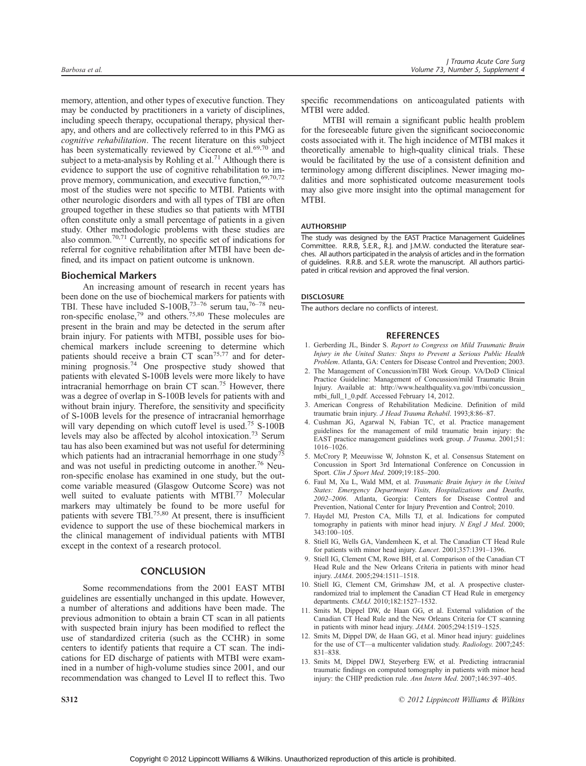memory, attention, and other types of executive function. They may be conducted by practitioners in a variety of disciplines, including speech therapy, occupational therapy, physical therapy, and others and are collectively referred to in this PMG as *cognitive rehabilitation*. The recent literature on this subject has been systematically reviewed by Cicerone et al.[69,70] and subject to a meta-analysis by Rohling et al.[71] Although there is evidence to support the use of cognitive rehabilitation to improve memory, communication, and executive function,[69,70,72] most of the studies were not specific to MTBI. Patients with other neurologic disorders and with all types of TBI are often grouped together in these studies so that patients with MTBI often constitute only a small percentage of patients in a given study. Other methodologic problems with these studies are also common.[70,71] Currently, no specific set of indications for referral for cognitive rehabilitation after MTBI have been defined, and its impact on patient outcome is unknown.

## Biochemical Markers

An increasing amount of research in recent years has been done on the use of biochemical markers for patients with TBI. These have included S-100B,[73–76] serum tau,[76–78] neuron-specific enolase,[79] and others.[75,80] These molecules are present in the brain and may be detected in the serum after brain injury. For patients with MTBI, possible uses for biochemical markers include screening to determine which patients should receive a brain CT scan[75,77] and for determining prognosis.[74] One prospective study showed that patients with elevated S-100B levels were more likely to have intracranial hemorrhage on brain CT scan.[75] However, there was a degree of overlap in S-100B levels for patients with and without brain injury. Therefore, the sensitivity and specificity of S-100B levels for the presence of intracranial hemorrhage will vary depending on which cutoff level is used.[75] S-100B levels may also be affected by alcohol intoxication.[73] Serum tau has also been examined but was not useful for determining which patients had an intracranial hemorrhage in one study[75] and was not useful in predicting outcome in another.[76] Neuron-specific enolase has examined in one study, but the outcome variable measured (Glasgow Outcome Score) was not well suited to evaluate patients with MTBI.[77] Molecular markers may ultimately be found to be more useful for patients with severe TBI.[75,80] At present, there is insufficient evidence to support the use of these biochemical markers in the clinical management of individual patients with MTBI except in the context of a research protocol.

# CONCLUSION

Some recommendations from the 2001 EAST MTBI guidelines are essentially unchanged in this update. However, a number of alterations and additions have been made. The previous admonition to obtain a brain CT scan in all patients with suspected brain injury has been modified to reflect the use of standardized criteria (such as the CCHR) in some centers to identify patients that require a CT scan. The indications for ED discharge of patients with MTBI were examined in a number of high-volume studies since 2001, and our recommendation was changed to Level II to reflect this. Two specific recommendations on anticoagulated patients with MTBI were added.

MTBI will remain a significant public health problem for the foreseeable future given the significant socioeconomic costs associated with it. The high incidence of MTBI makes it theoretically amenable to high-quality clinical trials. These would be facilitated by the use of a consistent definition and terminology among different disciplines. Newer imaging modalities and more sophisticated outcome measurement tools may also give more insight into the optimal management for MTBI.

## AUTHORSHIP

The study was designed by the EAST Practice Management Guidelines Committee. R.R.B, S.E.R., R.J. and J.M.W. conducted the literature searches. All authors participated in the analysis of articles and in the formation of guidelines. R.R.B. and S.E.R. wrote the manuscript. All authors participated in critical revision and approved the final version.

## DISCLOSURE

The authors declare no conflicts of interest.

# REFERENCES

1. Gerberding JL, Binder S. *Report to Congress on Mild Traumatic Brain Injury in the United States: Steps to Prevent a Serious Public Health Problem*. Atlanta, GA: Centers for Disease Control and Prevention; 2003.
2. The Management of Concussion/mTBI Work Group. VA/DoD Clinical Practice Guideline: Management of Concussion/mild Traumatic Brain Injury. Available at: http://www.healthquality.va.gov/mtbi/concussion_mtbi_full_1_0.pdf. Accessed February 14, 2012.
3. American Congress of Rehabilitation Medicine. Definition of mild traumatic brain injury. *J Head Trauma Rehabil*. 1993;8:86–87.
4. Cushman JG, Agarwal N, Fabian TC, et al. Practice management guidelines for the management of mild traumatic brain injury: the EAST practice management guidelines work group. *J Trauma*. 2001;51:1016–1026.
5. McCrory P, Meeuwisse W, Johnston K, et al. Consensus Statement on Concussion in Sport 3rd International Conference on Concussion in Sport. *Clin J Sport Med*. 2009;19:185–200.
6. Faul M, Xu L, Wald MM, et al. *Traumatic Brain Injury in the United States: Emergency Department Visits, Hospitalizations and Deaths, 2002–2006*. Atlanta, Georgia: Centers for Disease Control and Prevention, National Center for Injury Prevention and Control; 2010.
7. Haydel MJ, Preston CA, Mills TJ, et al. Indications for computed tomography in patients with minor head injury. *N Engl J Med*. 2000;343:100–105.
8. Stiell IG, Wells GA, Vandemheen K, et al. The Canadian CT Head Rule for patients with minor head injury. *Lancet*. 2001;357:1391–1396.
9. Stiell IG, Clement CM, Rowe BH, et al. Comparison of the Canadian CT Head Rule and the New Orleans Criteria in patients with minor head injury. *JAMA*. 2005;294:1511–1518.
10. Stiell IG, Clement CM, Grimshaw JM, et al. A prospective cluster-randomized trial to implement the Canadian CT Head Rule in emergency departments. *CMAJ*. 2010;182:1527–1532.
11. Smits M, Dippel DW, de Haan GG, et al. External validation of the Canadian CT Head Rule and the New Orleans Criteria for CT scanning in patients with minor head injury. *JAMA*. 2005;294:1519–1525.
12. Smits M, Dippel DW, de Haan GG, et al. Minor head injury: guidelines for the use of CT—a multicenter validation study. *Radiology*. 2007;245:831–838.
13. Smits M, Dippel DWJ, Steyerberg EW, et al. Predicting intracranial traumatic findings on computed tomography in patients with minor head injury: the CHIP prediction rule. *Ann Intern Med*. 2007;146:397–405.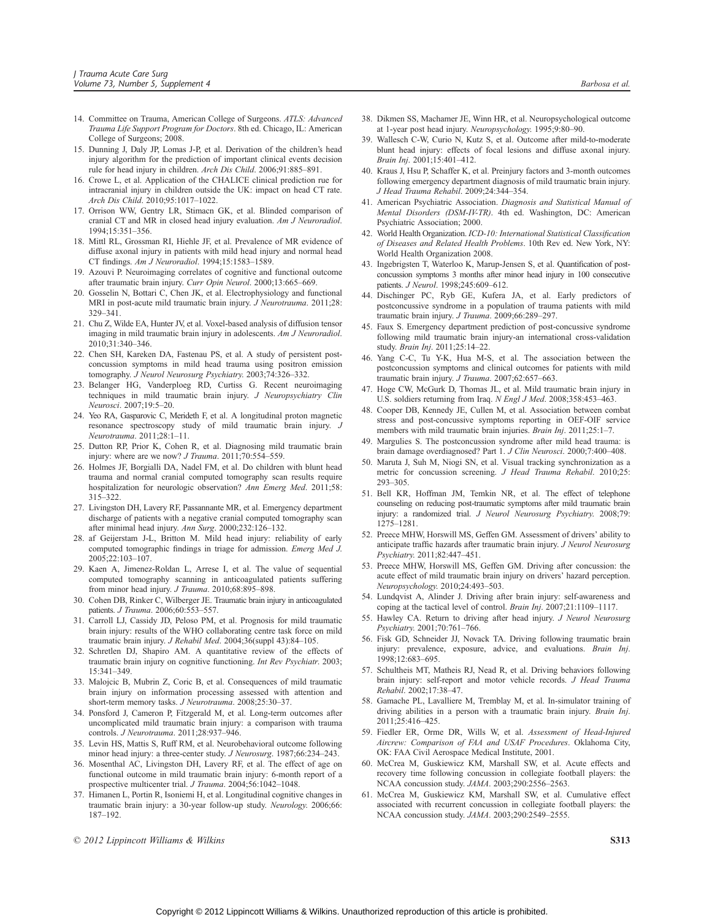14. Committee on Trauma, American College of Surgeons. *ATLS: Advanced Trauma Life Support Program for Doctors*. 8th ed. Chicago, IL: American College of Surgeons; 2008.
15. Dunning J, Daly JP, Lomas J-P, et al. Derivation of the children's head injury algorithm for the prediction of important clinical events decision rule for head injury in children. *Arch Dis Child*. 2006;91:885–891.
16. Crowe L, et al. Application of the CHALICE clinical prediction rue for intracranial injury in children outside the UK: impact on head CT rate. *Arch Dis Child*. 2010;95:1017–1022.
17. Orrison WW, Gentry LR, Stimacn GK, et al. Blinded comparison of cranial CT and MR in closed head injury evaluation. *Am J Neuroradiol*. 1994;15:351–356.
18. Mittl RL, Grossman RI, Hiehle JF, et al. Prevalence of MR evidence of diffuse axonal injury in patients with mild head injury and normal head CT findings. *Am J Neuroradiol*. 1994;15:1583–1589.
19. Azouvi P. Neuroimaging correlates of cognitive and functional outcome after traumatic brain injury. *Curr Opin Neurol*. 2000;13:665–669.
20. Gosselin N, Bottari C, Chen JK, et al. Electrophysiology and functional MRI in post-acute mild traumatic brain injury. *J Neurotrauma*. 2011;28: 329–341.
21. Chu Z, Wilde EA, Hunter JV, et al. Voxel-based analysis of diffusion tensor imaging in mild traumatic brain injury in adolescents. *Am J Neuroradiol*. 2010;31:340–346.
22. Chen SH, Kareken DA, Fastenau PS, et al. A study of persistent post-concussion symptoms in mild head trauma using positron emission tomography. *J Neurol Neurosurg Psychiatry*. 2003;74:326–332.
23. Belanger HG, Vanderploeg RD, Curtiss G. Recent neuroimaging techniques in mild traumatic brain injury. *J Neuropsychiatry Clin Neurosci*. 2007;19:5–20.
24. Yeo RA, Gasparovic C, Merideth F, et al. A longitudinal proton magnetic resonance spectroscopy study of mild traumatic brain injury. *J Neurotrauma*. 2011;28:1–11.
25. Dutton RP, Prior K, Cohen R, et al. Diagnosing mild traumatic brain injury: where are we now? *J Trauma*. 2011;70:554–559.
26. Holmes JF, Borgialli DA, Nadel FM, et al. Do children with blunt head trauma and normal cranial computed tomography scan results require hospitalization for neurologic observation? *Ann Emerg Med*. 2011;58: 315–322.
27. Livingston DH, Lavery RF, Passannante MR, et al. Emergency department discharge of patients with a negative cranial computed tomography scan after minimal head injury. *Ann Surg*. 2000;232:126–132.
28. af Geijerstam J-L, Britton M. Mild head injury: reliability of early computed tomographic findings in triage for admission. *Emerg Med J*. 2005;22:103–107.
29. Kaen A, Jimenez-Roldan L, Arrese I, et al. The value of sequential computed tomography scanning in anticoagulated patients suffering from minor head injury. *J Trauma*. 2010;68:895–898.
30. Cohen DB, Rinker C, Wilberger JE. Traumatic brain injury in anticoagulated patients. *J Trauma*. 2006;60:553–557.
31. Carroll LJ, Cassidy JD, Peloso PM, et al. Prognosis for mild traumatic brain injury: results of the WHO collaborating centre task force on mild traumatic brain injury. *J Rehabil Med*. 2004;36(suppl 43):84–105.
32. Schretlen DJ, Shapiro AM. A quantitative review of the effects of traumatic brain injury on cognitive functioning. *Int Rev Psychiatr*. 2003; 15:341–349.
33. Malojcic B, Mubrin Z, Coric B, et al. Consequences of mild traumatic brain injury on information processing assessed with attention and short-term memory tasks. *J Neurotrauma*. 2008;25:30–37.
34. Ponsford J, Cameron P, Fitzgerald M, et al. Long-term outcomes after uncomplicated mild traumatic brain injury: a comparison with trauma controls. *J Neurotrauma*. 2011;28:937–946.
35. Levin HS, Mattis S, Ruff RM, et al. Neurobehavioral outcome following minor head injury: a three-center study. *J Neurosurg*. 1987;66:234–243.
36. Mosenthal AC, Livingston DH, Lavery RF, et al. The effect of age on functional outcome in mild traumatic brain injury: 6-month report of a prospective multicenter trial. *J Trauma*. 2004;56:1042–1048.
37. Himanen L, Portin R, Isoniemi H, et al. Longitudinal cognitive changes in traumatic brain injury: a 30-year follow-up study. *Neurology*. 2006;66: 187–192.
38. Dikmen SS, Machamer JE, Winn HR, et al. Neuropsychological outcome at 1-year post head injury. *Neuropsychology*. 1995;9:80–90.
39. Wallesch C-W, Curio N, Kutz S, et al. Outcome after mild-to-moderate blunt head injury: effects of focal lesions and diffuse axonal injury. *Brain Inj*. 2001;15:401–412.
40. Kraus J, Hsu P, Schaffer K, et al. Preinjury factors and 3-month outcomes following emergency department diagnosis of mild traumatic brain injury. *J Head Trauma Rehabil*. 2009;24:344–354.
41. American Psychiatric Association. *Diagnosis and Statistical Manual of Mental Disorders (DSM-IV-TR)*. 4th ed. Washington, DC: American Psychiatric Association; 2000.
42. World Health Organization. *ICD-10: International Statistical Classification of Diseases and Related Health Problems*. 10th Rev ed. New York, NY: World Health Organization 2008.
43. Ingebrigtsen T, Waterloo K, Marup-Jensen S, et al. Quantification of post-concussion symptoms 3 months after minor head injury in 100 consecutive patients. *J Neurol*. 1998;245:609–612.
44. Dischinger PC, Ryb GE, Kufera JA, et al. Early predictors of postconcussive syndrome in a population of trauma patients with mild traumatic brain injury. *J Trauma*. 2009;66:289–297.
45. Faux S. Emergency department prediction of post-concussive syndrome following mild traumatic brain injury-an international cross-validation study. *Brain Inj*. 2011;25:14–22.
46. Yang C-C, Tu Y-K, Hua M-S, et al. The association between the postconcussion symptoms and clinical outcomes for patients with mild traumatic brain injury. *J Trauma*. 2007;62:657–663.
47. Hoge CW, McGurk D, Thomas JL, et al. Mild traumatic brain injury in U.S. soldiers returning from Iraq. *N Engl J Med*. 2008;358:453–463.
48. Cooper DB, Kennedy JE, Cullen M, et al. Association between combat stress and post-concussive symptoms reporting in OEF-OIF service members with mild traumatic brain injuries. *Brain Inj*. 2011;25:1–7.
49. Margulies S. The postconcussion syndrome after mild head trauma: is brain damage overdiagnosed? Part 1. *J Clin Neurosci*. 2000;7:400–408.
50. Maruta J, Suh M, Niogi SN, et al. Visual tracking synchronization as a metric for concussion screening. *J Head Trauma Rehabil*. 2010;25: 293–305.
51. Bell KR, Hoffman JM, Temkin NR, et al. The effect of telephone counseling on reducing post-traumatic symptoms after mild traumatic brain injury: a randomized trial. *J Neurol Neurosurg Psychiatry*. 2008;79: 1275–1281.
52. Preece MHW, Horswill MS, Geffen GM. Assessment of drivers' ability to anticipate traffic hazards after traumatic brain injury. *J Neurol Neurosurg Psychiatry*. 2011;82:447–451.
53. Preece MHW, Horswill MS, Geffen GM. Driving after concussion: the acute effect of mild traumatic brain injury on drivers' hazard perception. *Neuropsychology*. 2010;24:493–503.
54. Lundqvist A, Alinder J. Driving after brain injury: self-awareness and coping at the tactical level of control. *Brain Inj*. 2007;21:1109–1117.
55. Hawley CA. Return to driving after head injury. *J Neurol Neurosurg Psychiatry*. 2001;70:761–766.
56. Fisk GD, Schneider JJ, Novack TA. Driving following traumatic brain injury: prevalence, exposure, advice, and evaluations. *Brain Inj*. 1998;12:683–695.
57. Schultheis MT, Matheis RJ, Nead R, et al. Driving behaviors following brain injury: self-report and motor vehicle records. *J Head Trauma Rehabil*. 2002;17:38–47.
58. Gamache PL, Lavalliere M, Tremblay M, et al. In-simulator training of driving abilities in a person with a traumatic brain injury. *Brain Inj*. 2011;25:416–425.
59. Fiedler ER, Orme DR, Wills W, et al. *Assessment of Head-Injured Aircrew: Comparison of FAA and USAF Procedures*. Oklahoma City, OK: FAA Civil Aerospace Medical Institute, 2001.
60. McCrea M, Guskiewicz KM, Marshall SW, et al. Acute effects and recovery time following concussion in collegiate football players: the NCAA concussion study. *JAMA*. 2003;290:2556–2563.
61. McCrea M, Guskiewicz KM, Marshall SW, et al. Cumulative effect associated with recurrent concussion in collegiate football players: the NCAA concussion study. *JAMA*. 2003;290:2549–2555.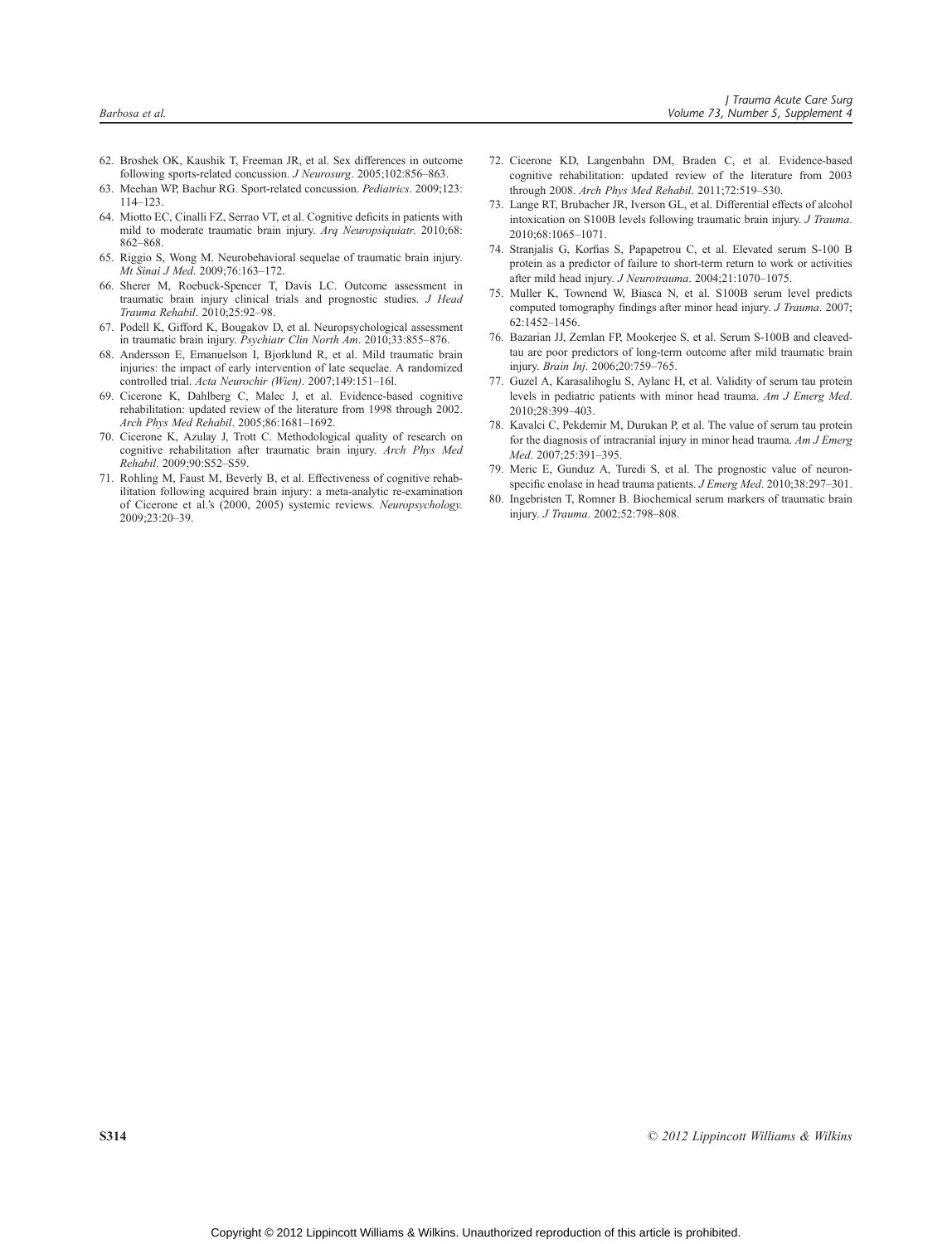62. Broshek OK, Kaushik T, Freeman JR, et al. Sex differences in outcome following sports-related concussion. *J Neurosurg*. 2005;102:856–863.
63. Meehan WP, Bachur RG. Sport-related concussion. *Pediatrics*. 2009;123: 114–123.
64. Miotto EC, Cinalli FZ, Serrao VT, et al. Cognitive deficits in patients with mild to moderate traumatic brain injury. *Arq Neuropsiquiatr*. 2010;68: 862–868.
65. Riggio S, Wong M. Neurobehavioral sequelae of traumatic brain injury. *Mt Sinai J Med*. 2009;76:163–172.
66. Sherer M, Roebuck-Spencer T, Davis LC. Outcome assessment in traumatic brain injury clinical trials and prognostic studies. *J Head Trauma Rehabil*. 2010;25:92–98.
67. Podell K, Gifford K, Bougakov D, et al. Neuropsychological assessment in traumatic brain injury. *Psychiatr Clin North Am*. 2010;33:855–876.
68. Andersson E, Emanuelson I, Bjorklund R, et al. Mild traumatic brain injuries: the impact of early intervention of late sequelae. A randomized controlled trial. *Acta Neurochir (Wien)*. 2007;149:151–16l.
69. Cicerone K, Dahlberg C, Malec J, et al. Evidence-based cognitive rehabilitation: updated review of the literature from 1998 through 2002. *Arch Phys Med Rehabil*. 2005;86:1681–1692.
70. Cicerone K, Azulay J, Trott C. Methodological quality of research on cognitive rehabilitation after traumatic brain injury. *Arch Phys Med Rehabil*. 2009;90:S52–S59.
71. Rohling M, Faust M, Beverly B, et al. Effectiveness of cognitive rehabilitation following acquired brain injury: a meta-analytic re-examination of Cicerone et al.'s (2000, 2005) systemic reviews. *Neuropsychology*. 2009;23:20–39.
72. Cicerone KD, Langenbahn DM, Braden C, et al. Evidence-based cognitive rehabilitation: updated review of the literature from 2003 through 2008. *Arch Phys Med Rehabil*. 2011;72:519–530.
73. Lange RT, Brubacher JR, Iverson GL, et al. Differential effects of alcohol intoxication on S100B levels following traumatic brain injury. *J Trauma*. 2010;68:1065–1071.
74. Stranjalis G, Korfias S, Papapetrou C, et al. Elevated serum S-100 B protein as a predictor of failure to short-term return to work or activities after mild head injury. *J Neurotrauma*. 2004;21:1070–1075.
75. Muller K, Townend W, Biasca N, et al. S100B serum level predicts computed tomography findings after minor head injury. *J Trauma*. 2007; 62:1452–1456.
76. Bazarian JJ, Zemlan FP, Mookerjee S, et al. Serum S-100B and cleaved-tau are poor predictors of long-term outcome after mild traumatic brain injury. *Brain Inj*. 2006;20:759–765.
77. Guzel A, Karasalihoglu S, Aylanc H, et al. Validity of serum tau protein levels in pediatric patients with minor head trauma. *Am J Emerg Med*. 2010;28:399–403.
78. Kavalci C, Pekdemir M, Durukan P, et al. The value of serum tau protein for the diagnosis of intracranial injury in minor head trauma. *Am J Emerg Med*. 2007;25:391–395.
79. Meric E, Gunduz A, Turedi S, et al. The prognostic value of neuron-specific enolase in head trauma patients. *J Emerg Med*. 2010;38:297–301.
80. Ingebristen T, Romner B. Biochemical serum markers of traumatic brain injury. *J Trauma*. 2002;52:798–808.